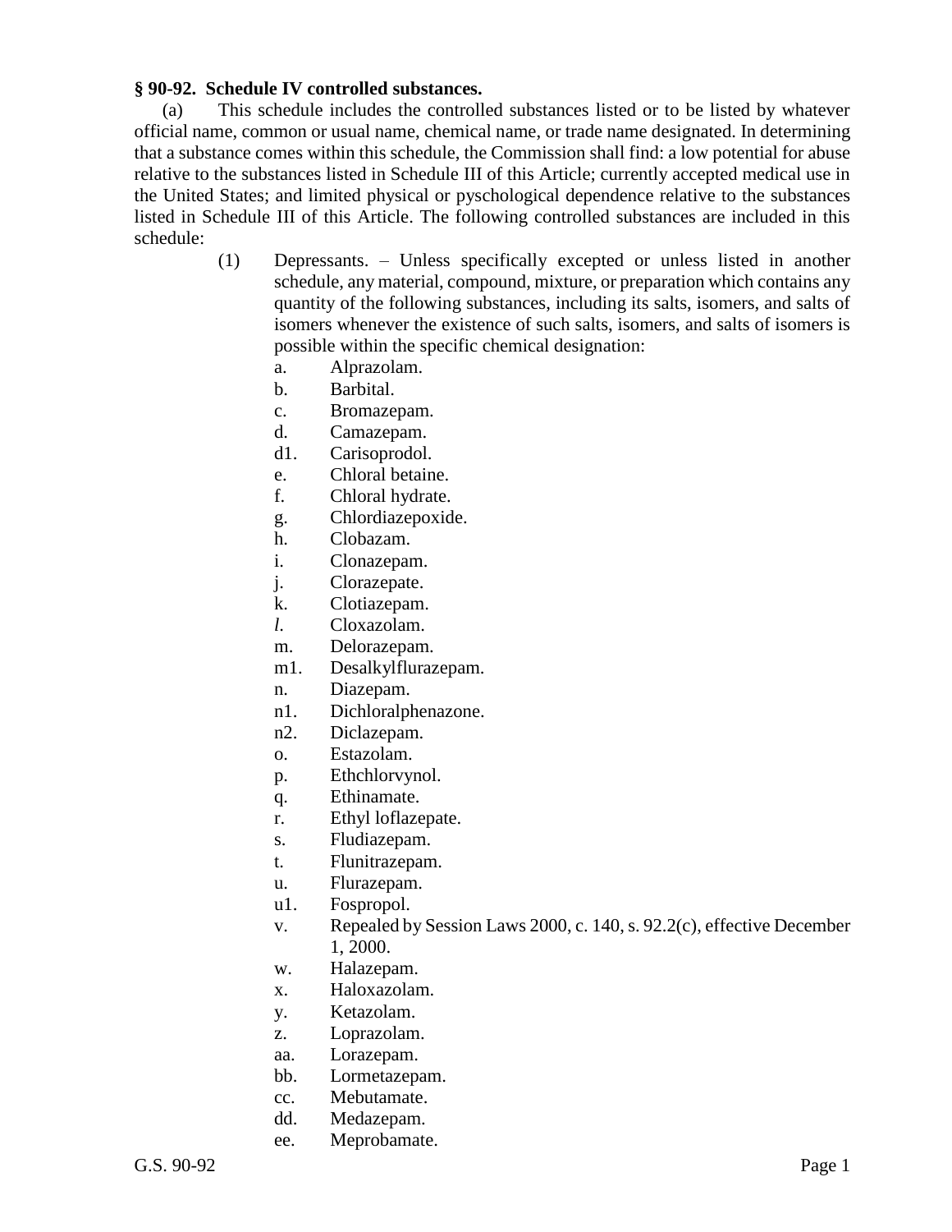**§ 90-92. Schedule IV controlled substances.**

(a) This schedule includes the controlled substances listed or to be listed by whatever official name, common or usual name, chemical name, or trade name designated. In determining that a substance comes within this schedule, the Commission shall find: a low potential for abuse relative to the substances listed in Schedule III of this Article; currently accepted medical use in the United States; and limited physical or pyschological dependence relative to the substances listed in Schedule III of this Article. The following controlled substances are included in this schedule:

(1) Depressants. – Unless specifically excepted or unless listed in another schedule, any material, compound, mixture, or preparation which contains any quantity of the following substances, including its salts, isomers, and salts of isomers whenever the existence of such salts, isomers, and salts of isomers is possible within the specific chemical designation:

a. Alprazolam.
b. Barbital.
c. Bromazepam.
d. Camazepam.
d1. Carisoprodol.
e. Chloral betaine.
f. Chloral hydrate.
g. Chlordiazepoxide.
h. Clobazam.
i. Clonazepam.
j. Clorazepate.
k. Clotiazepam.
*l.* Cloxazolam.
m. Delorazepam.
m1. Desalkylflurazepam.
n. Diazepam.
n1. Dichloralphenazone.
n2. Diclazepam.
o. Estazolam.
p. Ethchlorvynol.
q. Ethinamate.
r. Ethyl loflazepate.
s. Fludiazepam.
t. Flunitrazepam.
u. Flurazepam.
u1. Fospropol.
v. Repealed by Session Laws 2000, c. 140, s. 92.2(c), effective December 1, 2000.
w. Halazepam.
x. Haloxazolam.
y. Ketazolam.
z. Loprazolam.
aa. Lorazepam.
bb. Lormetazepam.
cc. Mebutamate.
dd. Medazepam.
ee. Meprobamate.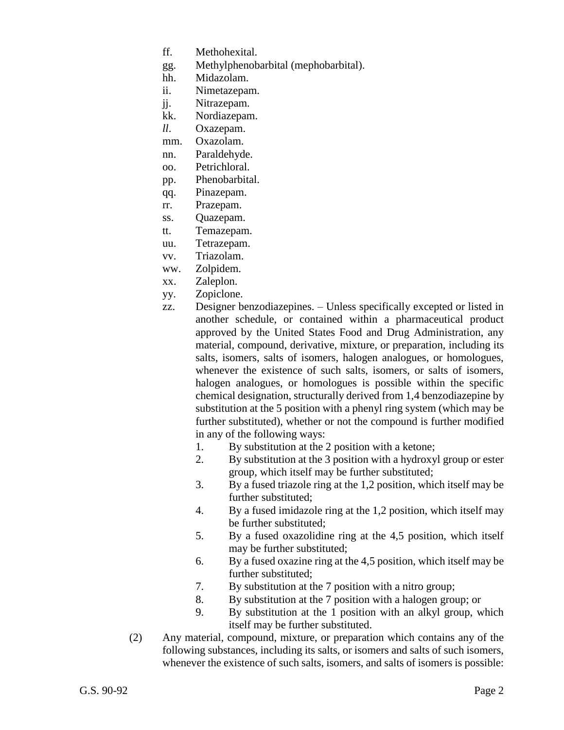ff. Methohexital.
gg. Methylphenobarbital (mephobarbital).
hh. Midazolam.
ii. Nimetazepam.
jj. Nitrazepam.
kk. Nordiazepam.
*ll*. Oxazepam.
mm. Oxazolam.
nn. Paraldehyde.
oo. Petrichloral.
pp. Phenobarbital.
qq. Pinazepam.
rr. Prazepam.
ss. Quazepam.
tt. Temazepam.
uu. Tetrazepam.
vv. Triazolam.
ww. Zolpidem.
xx. Zaleplon.
yy. Zopiclone.
zz. Designer benzodiazepines. – Unless specifically excepted or listed in another schedule, or contained within a pharmaceutical product approved by the United States Food and Drug Administration, any material, compound, derivative, mixture, or preparation, including its salts, isomers, salts of isomers, halogen analogues, or homologues, whenever the existence of such salts, isomers, or salts of isomers, halogen analogues, or homologues is possible within the specific chemical designation, structurally derived from 1,4 benzodiazepine by substitution at the 5 position with a phenyl ring system (which may be further substituted), whether or not the compound is further modified in any of the following ways:
    1. By substitution at the 2 position with a ketone;
    2. By substitution at the 3 position with a hydroxyl group or ester group, which itself may be further substituted;
    3. By a fused triazole ring at the 1,2 position, which itself may be further substituted;
    4. By a fused imidazole ring at the 1,2 position, which itself may be further substituted;
    5. By a fused oxazolidine ring at the 4,5 position, which itself may be further substituted;
    6. By a fused oxazine ring at the 4,5 position, which itself may be further substituted;
    7. By substitution at the 7 position with a nitro group;
    8. By substitution at the 7 position with a halogen group; or
    9. By substitution at the 1 position with an alkyl group, which itself may be further substituted.

(2) Any material, compound, mixture, or preparation which contains any of the following substances, including its salts, or isomers and salts of such isomers, whenever the existence of such salts, isomers, and salts of isomers is possible: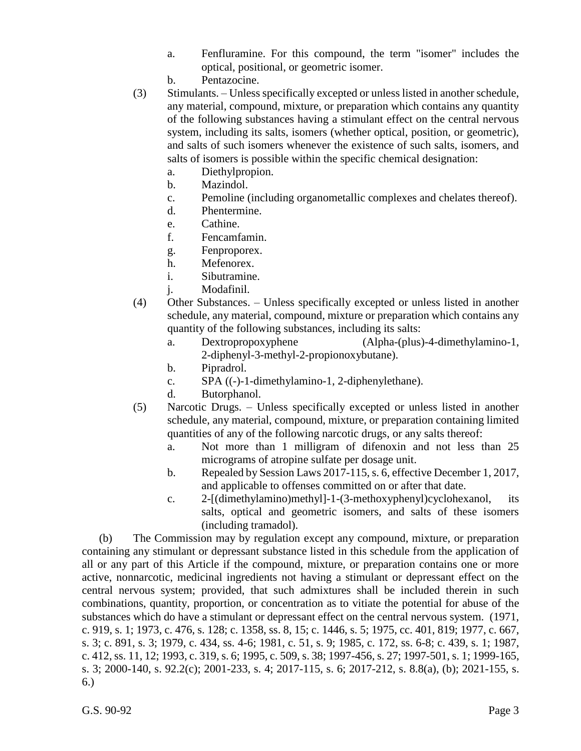a. Fenfluramine. For this compound, the term "isomer" includes the optical, positional, or geometric isomer.

b. Pentazocine.

(3) Stimulants. – Unless specifically excepted or unless listed in another schedule, any material, compound, mixture, or preparation which contains any quantity of the following substances having a stimulant effect on the central nervous system, including its salts, isomers (whether optical, position, or geometric), and salts of such isomers whenever the existence of such salts, isomers, and salts of isomers is possible within the specific chemical designation:

a. Diethylpropion.

b. Mazindol.

c. Pemoline (including organometallic complexes and chelates thereof).

d. Phentermine.

e. Cathine.

f. Fencamfamin.

g. Fenproporex.

h. Mefenorex.

i. Sibutramine.

j. Modafinil.

(4) Other Substances. – Unless specifically excepted or unless listed in another schedule, any material, compound, mixture or preparation which contains any quantity of the following substances, including its salts:

a. Dextropropoxyphene (Alpha-(plus)-4-dimethylamino-1, 2-diphenyl-3-methyl-2-propionoxybutane).

b. Pipradrol.

c. SPA ((-)-1-dimethylamino-1, 2-diphenylethane).

d. Butorphanol.

(5) Narcotic Drugs. – Unless specifically excepted or unless listed in another schedule, any material, compound, mixture, or preparation containing limited quantities of any of the following narcotic drugs, or any salts thereof:

a. Not more than 1 milligram of difenoxin and not less than 25 micrograms of atropine sulfate per dosage unit.

b. Repealed by Session Laws 2017-115, s. 6, effective December 1, 2017, and applicable to offenses committed on or after that date.

c. 2-[(dimethylamino)methyl]-1-(3-methoxyphenyl)cyclohexanol, its salts, optical and geometric isomers, and salts of these isomers (including tramadol).

(b) The Commission may by regulation except any compound, mixture, or preparation containing any stimulant or depressant substance listed in this schedule from the application of all or any part of this Article if the compound, mixture, or preparation contains one or more active, nonnarcotic, medicinal ingredients not having a stimulant or depressant effect on the central nervous system; provided, that such admixtures shall be included therein in such combinations, quantity, proportion, or concentration as to vitiate the potential for abuse of the substances which do have a stimulant or depressant effect on the central nervous system. (1971, c. 919, s. 1; 1973, c. 476, s. 128; c. 1358, ss. 8, 15; c. 1446, s. 5; 1975, cc. 401, 819; 1977, c. 667, s. 3; c. 891, s. 3; 1979, c. 434, ss. 4-6; 1981, c. 51, s. 9; 1985, c. 172, ss. 6-8; c. 439, s. 1; 1987, c. 412, ss. 11, 12; 1993, c. 319, s. 6; 1995, c. 509, s. 38; 1997-456, s. 27; 1997-501, s. 1; 1999-165, s. 3; 2000-140, s. 92.2(c); 2001-233, s. 4; 2017-115, s. 6; 2017-212, s. 8.8(a), (b); 2021-155, s. 6.)